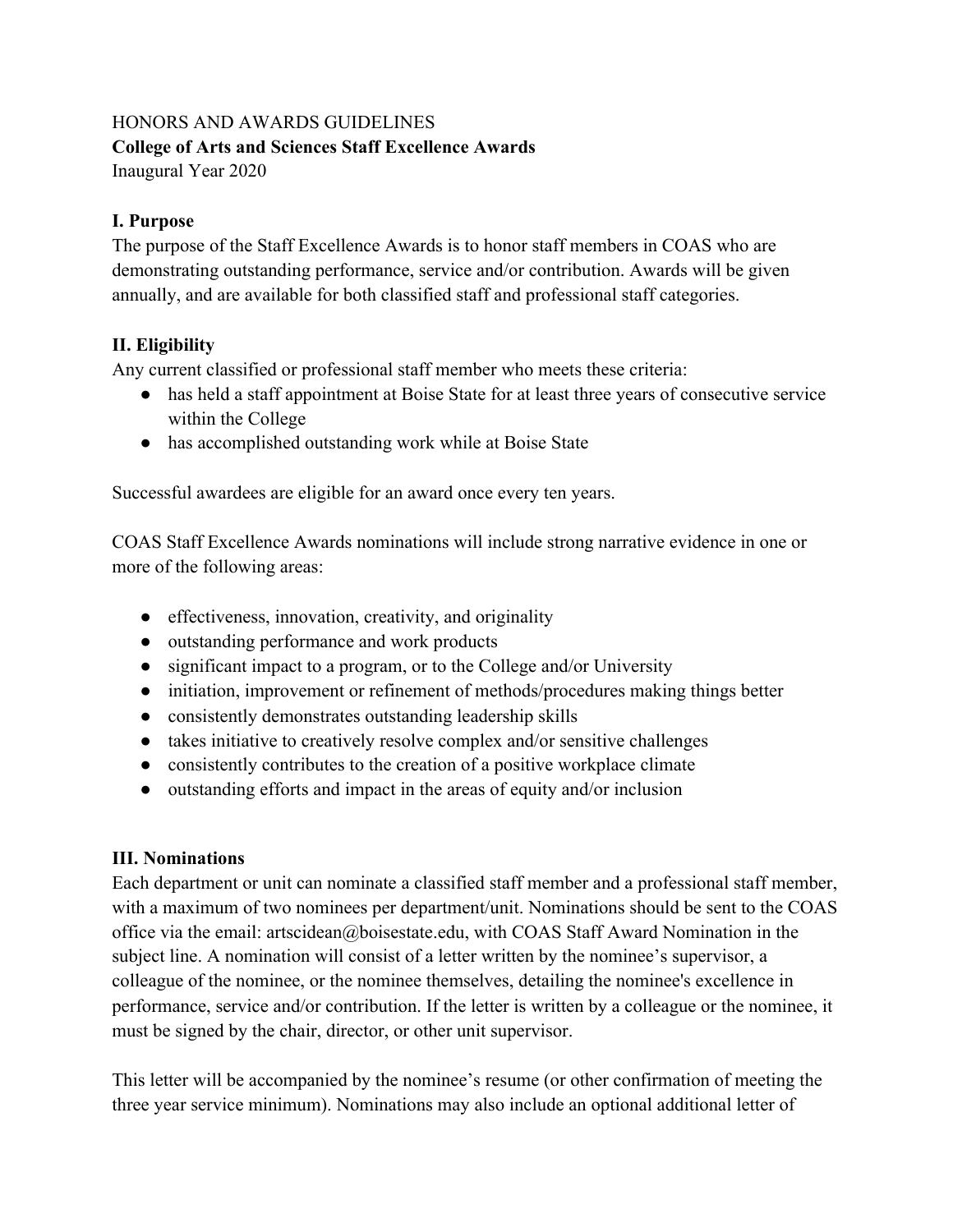HONORS AND AWARDS GUIDELINES

**College of Arts and Sciences Staff Excellence Awards**

Inaugural Year 2020

## I. Purpose

The purpose of the Staff Excellence Awards is to honor staff members in COAS who are demonstrating outstanding performance, service and/or contribution. Awards will be given annually, and are available for both classified staff and professional staff categories.

## II. Eligibility

Any current classified or professional staff member who meets these criteria:

- has held a staff appointment at Boise State for at least three years of consecutive service within the College
- has accomplished outstanding work while at Boise State

Successful awardees are eligible for an award once every ten years.

COAS Staff Excellence Awards nominations will include strong narrative evidence in one or more of the following areas:

- effectiveness, innovation, creativity, and originality
- outstanding performance and work products
- significant impact to a program, or to the College and/or University
- initiation, improvement or refinement of methods/procedures making things better
- consistently demonstrates outstanding leadership skills
- takes initiative to creatively resolve complex and/or sensitive challenges
- consistently contributes to the creation of a positive workplace climate
- outstanding efforts and impact in the areas of equity and/or inclusion

## III. Nominations

Each department or unit can nominate a classified staff member and a professional staff member, with a maximum of two nominees per department/unit. Nominations should be sent to the COAS office via the email: artscidean@boisestate.edu, with COAS Staff Award Nomination in the subject line. A nomination will consist of a letter written by the nominee's supervisor, a colleague of the nominee, or the nominee themselves, detailing the nominee's excellence in performance, service and/or contribution. If the letter is written by a colleague or the nominee, it must be signed by the chair, director, or other unit supervisor.

This letter will be accompanied by the nominee's resume (or other confirmation of meeting the three year service minimum). Nominations may also include an optional additional letter of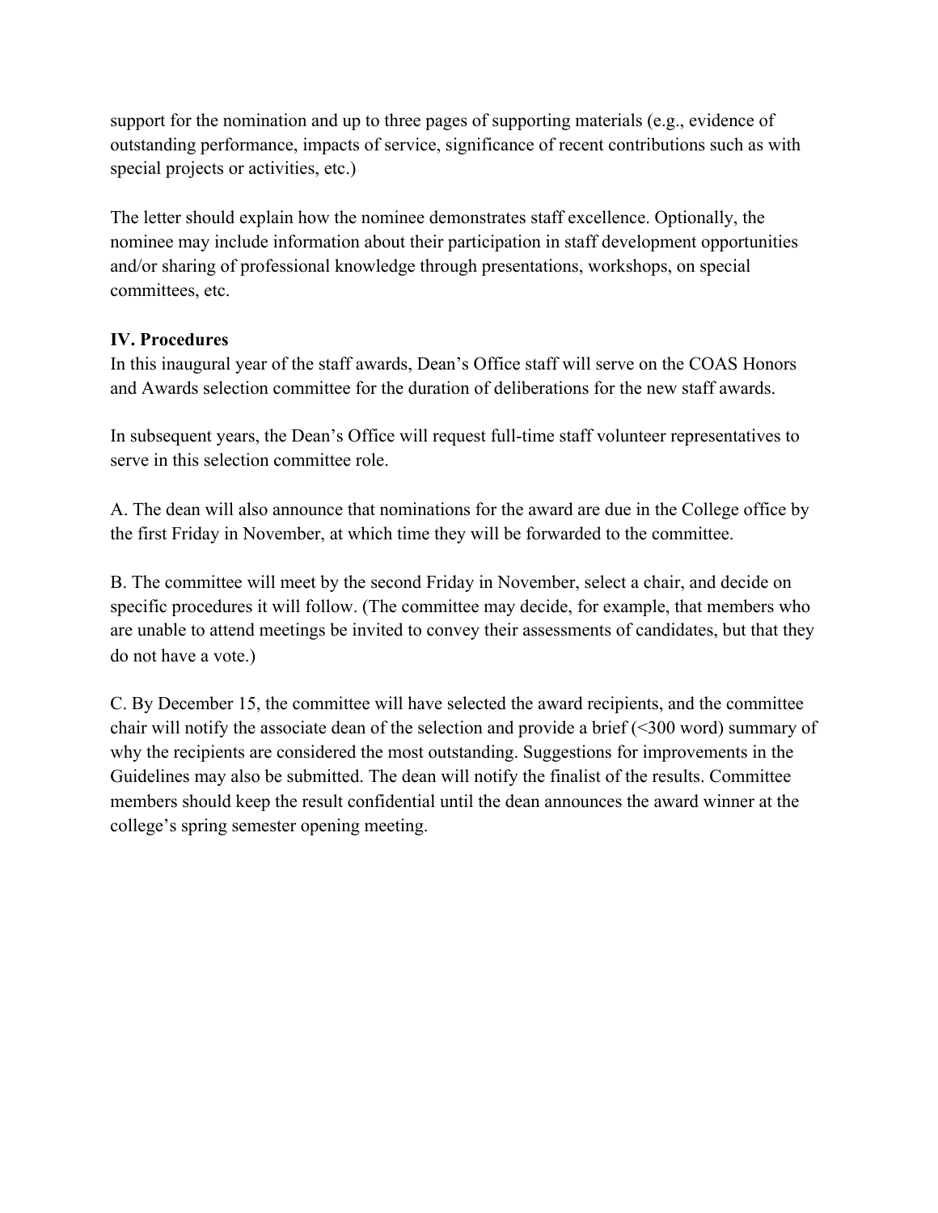support for the nomination and up to three pages of supporting materials (e.g., evidence of outstanding performance, impacts of service, significance of recent contributions such as with special projects or activities, etc.)

The letter should explain how the nominee demonstrates staff excellence. Optionally, the nominee may include information about their participation in staff development opportunities and/or sharing of professional knowledge through presentations, workshops, on special committees, etc.

**IV. Procedures**

In this inaugural year of the staff awards, Dean's Office staff will serve on the COAS Honors and Awards selection committee for the duration of deliberations for the new staff awards.

In subsequent years, the Dean's Office will request full-time staff volunteer representatives to serve in this selection committee role.

A. The dean will also announce that nominations for the award are due in the College office by the first Friday in November, at which time they will be forwarded to the committee.

B. The committee will meet by the second Friday in November, select a chair, and decide on specific procedures it will follow. (The committee may decide, for example, that members who are unable to attend meetings be invited to convey their assessments of candidates, but that they do not have a vote.)

C. By December 15, the committee will have selected the award recipients, and the committee chair will notify the associate dean of the selection and provide a brief (<300 word) summary of why the recipients are considered the most outstanding. Suggestions for improvements in the Guidelines may also be submitted. The dean will notify the finalist of the results. Committee members should keep the result confidential until the dean announces the award winner at the college's spring semester opening meeting.